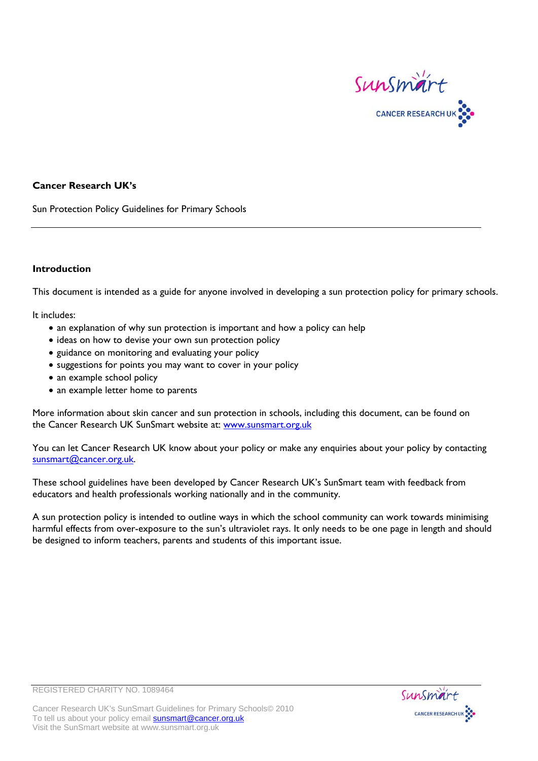**Cancer Research UK's**

Sun Protection Policy Guidelines for Primary Schools

---

## Introduction

This document is intended as a guide for anyone involved in developing a sun protection policy for primary schools.

It includes:

- an explanation of why sun protection is important and how a policy can help
- ideas on how to devise your own sun protection policy
- guidance on monitoring and evaluating your policy
- suggestions for points you may want to cover in your policy
- an example school policy
- an example letter home to parents

More information about skin cancer and sun protection in schools, including this document, can be found on the Cancer Research UK SunSmart website at: www.sunsmart.org.uk

You can let Cancer Research UK know about your policy or make any enquiries about your policy by contacting sunsmart@cancer.org.uk.

These school guidelines have been developed by Cancer Research UK's SunSmart team with feedback from educators and health professionals working nationally and in the community.

A sun protection policy is intended to outline ways in which the school community can work towards minimising harmful effects from over-exposure to the sun's ultraviolet rays. It only needs to be one page in length and should be designed to inform teachers, parents and students of this important issue.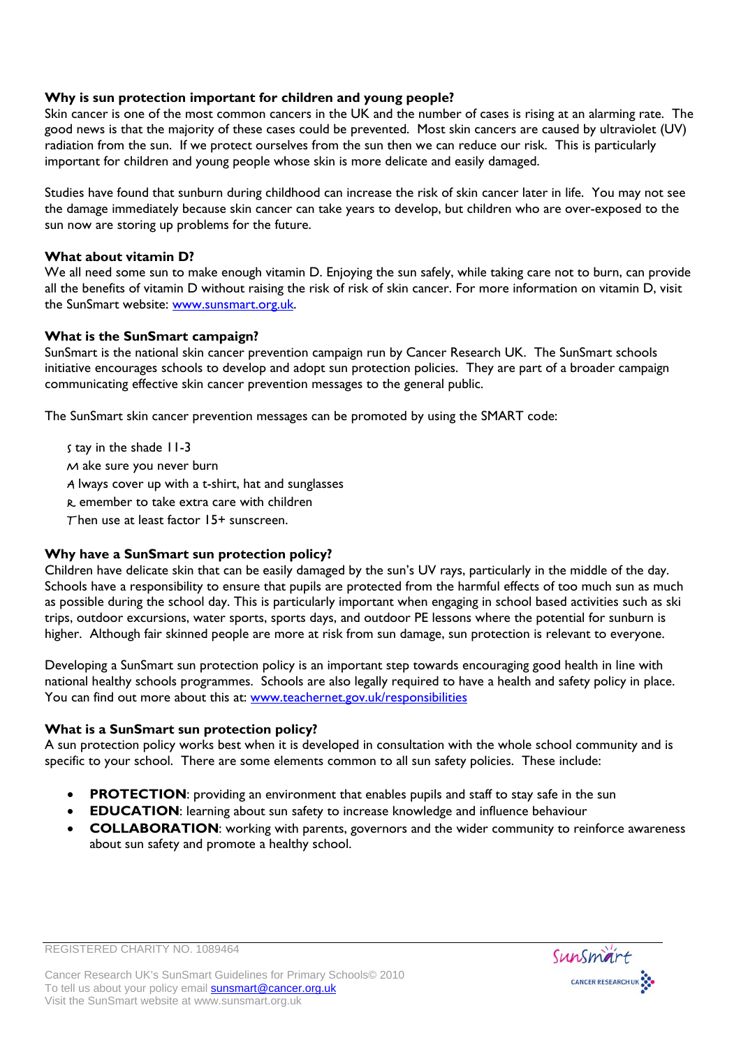### Why is sun protection important for children and young people?

Skin cancer is one of the most common cancers in the UK and the number of cases is rising at an alarming rate. The good news is that the majority of these cases could be prevented. Most skin cancers are caused by ultraviolet (UV) radiation from the sun. If we protect ourselves from the sun then we can reduce our risk. This is particularly important for children and young people whose skin is more delicate and easily damaged.

Studies have found that sunburn during childhood can increase the risk of skin cancer later in life. You may not see the damage immediately because skin cancer can take years to develop, but children who are over-exposed to the sun now are storing up problems for the future.

### What about vitamin D?

We all need some sun to make enough vitamin D. Enjoying the sun safely, while taking care not to burn, can provide all the benefits of vitamin D without raising the risk of risk of skin cancer. For more information on vitamin D, visit the SunSmart website: www.sunsmart.org.uk.

### What is the SunSmart campaign?

SunSmart is the national skin cancer prevention campaign run by Cancer Research UK. The SunSmart schools initiative encourages schools to develop and adopt sun protection policies. They are part of a broader campaign communicating effective skin cancer prevention messages to the general public.

The SunSmart skin cancer prevention messages can be promoted by using the SMART code:

- **S** tay in the shade 11-3
- **M** ake sure you never burn
- **A** lways cover up with a t-shirt, hat and sunglasses
- **R** emember to take extra care with children
- **T** hen use at least factor 15+ sunscreen.

### Why have a SunSmart sun protection policy?

Children have delicate skin that can be easily damaged by the sun's UV rays, particularly in the middle of the day. Schools have a responsibility to ensure that pupils are protected from the harmful effects of too much sun as much as possible during the school day. This is particularly important when engaging in school based activities such as ski trips, outdoor excursions, water sports, sports days, and outdoor PE lessons where the potential for sunburn is higher. Although fair skinned people are more at risk from sun damage, sun protection is relevant to everyone.

Developing a SunSmart sun protection policy is an important step towards encouraging good health in line with national healthy schools programmes. Schools are also legally required to have a health and safety policy in place. You can find out more about this at: www.teachernet.gov.uk/responsibilities

### What is a SunSmart sun protection policy?

A sun protection policy works best when it is developed in consultation with the whole school community and is specific to your school. There are some elements common to all sun safety policies. These include:

- **PROTECTION**: providing an environment that enables pupils and staff to stay safe in the sun
- **EDUCATION**: learning about sun safety to increase knowledge and influence behaviour
- **COLLABORATION**: working with parents, governors and the wider community to reinforce awareness about sun safety and promote a healthy school.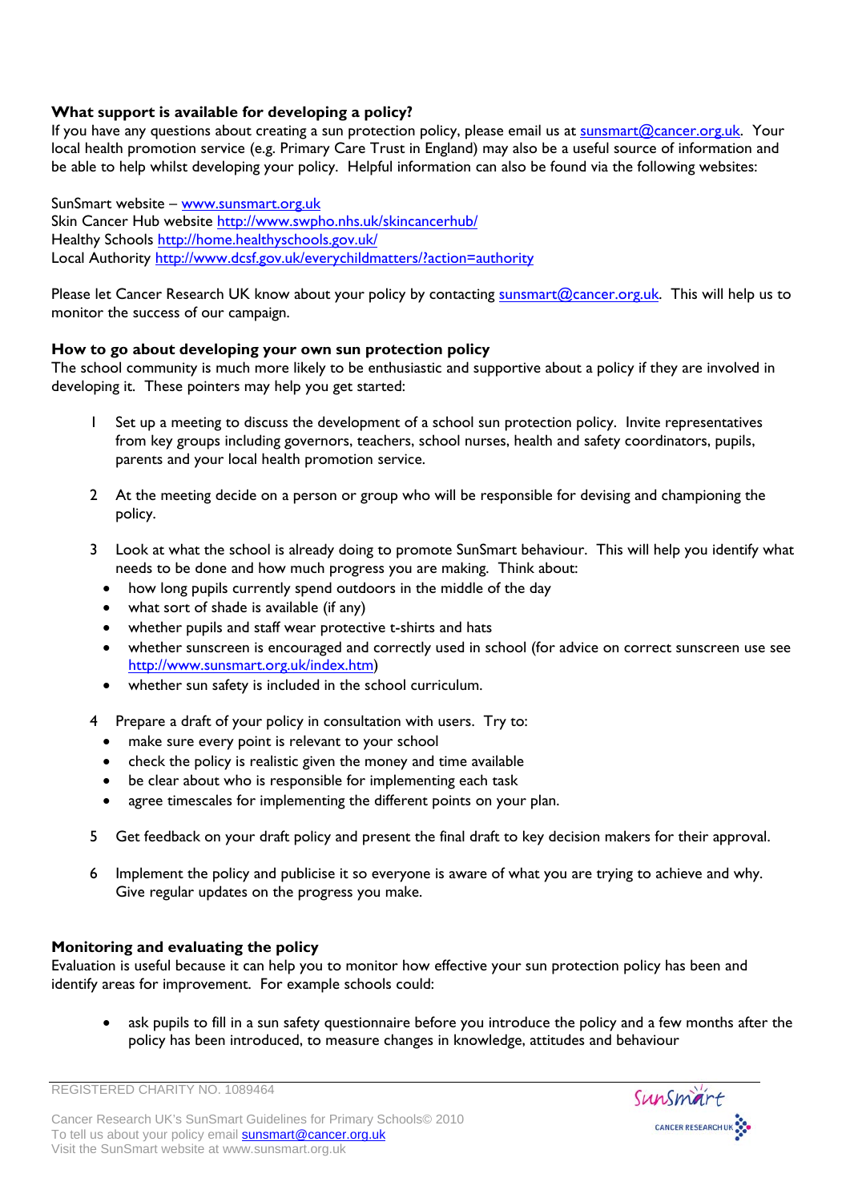**What support is available for developing a policy?**
If you have any questions about creating a sun protection policy, please email us at sunsmart@cancer.org.uk. Your local health promotion service (e.g. Primary Care Trust in England) may also be a useful source of information and be able to help whilst developing your policy. Helpful information can also be found via the following websites:

SunSmart website – www.sunsmart.org.uk
Skin Cancer Hub website http://www.swpho.nhs.uk/skincancerhub/
Healthy Schools http://home.healthyschools.gov.uk/
Local Authority http://www.dcsf.gov.uk/everychildmatters/?action=authority

Please let Cancer Research UK know about your policy by contacting sunsmart@cancer.org.uk. This will help us to monitor the success of our campaign.

**How to go about developing your own sun protection policy**
The school community is much more likely to be enthusiastic and supportive about a policy if they are involved in developing it. These pointers may help you get started:

1. Set up a meeting to discuss the development of a school sun protection policy. Invite representatives from key groups including governors, teachers, school nurses, health and safety coordinators, pupils, parents and your local health promotion service.

2. At the meeting decide on a person or group who will be responsible for devising and championing the policy.

3. Look at what the school is already doing to promote SunSmart behaviour. This will help you identify what needs to be done and how much progress you are making. Think about:
   - how long pupils currently spend outdoors in the middle of the day
   - what sort of shade is available (if any)
   - whether pupils and staff wear protective t-shirts and hats
   - whether sunscreen is encouraged and correctly used in school (for advice on correct sunscreen use see http://www.sunsmart.org.uk/index.htm)
   - whether sun safety is included in the school curriculum.

4. Prepare a draft of your policy in consultation with users. Try to:
   - make sure every point is relevant to your school
   - check the policy is realistic given the money and time available
   - be clear about who is responsible for implementing each task
   - agree timescales for implementing the different points on your plan.

5. Get feedback on your draft policy and present the final draft to key decision makers for their approval.

6. Implement the policy and publicise it so everyone is aware of what you are trying to achieve and why. Give regular updates on the progress you make.

**Monitoring and evaluating the policy**
Evaluation is useful because it can help you to monitor how effective your sun protection policy has been and identify areas for improvement. For example schools could:

- ask pupils to fill in a sun safety questionnaire before you introduce the policy and a few months after the policy has been introduced, to measure changes in knowledge, attitudes and behaviour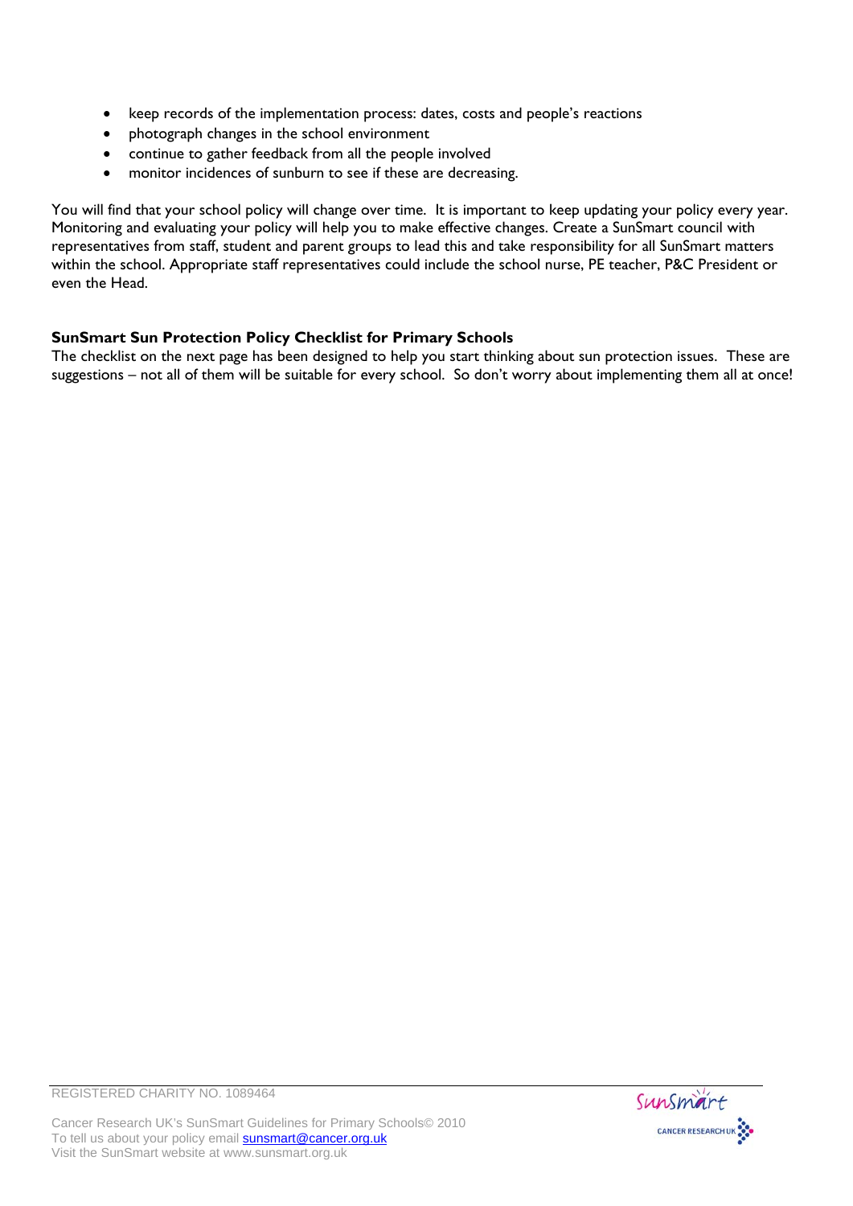- keep records of the implementation process: dates, costs and people's reactions
- photograph changes in the school environment
- continue to gather feedback from all the people involved
- monitor incidences of sunburn to see if these are decreasing.

You will find that your school policy will change over time. It is important to keep updating your policy every year. Monitoring and evaluating your policy will help you to make effective changes. Create a SunSmart council with representatives from staff, student and parent groups to lead this and take responsibility for all SunSmart matters within the school. Appropriate staff representatives could include the school nurse, PE teacher, P&C President or even the Head.

**SunSmart Sun Protection Policy Checklist for Primary Schools**

The checklist on the next page has been designed to help you start thinking about sun protection issues. These are suggestions – not all of them will be suitable for every school. So don't worry about implementing them all at once!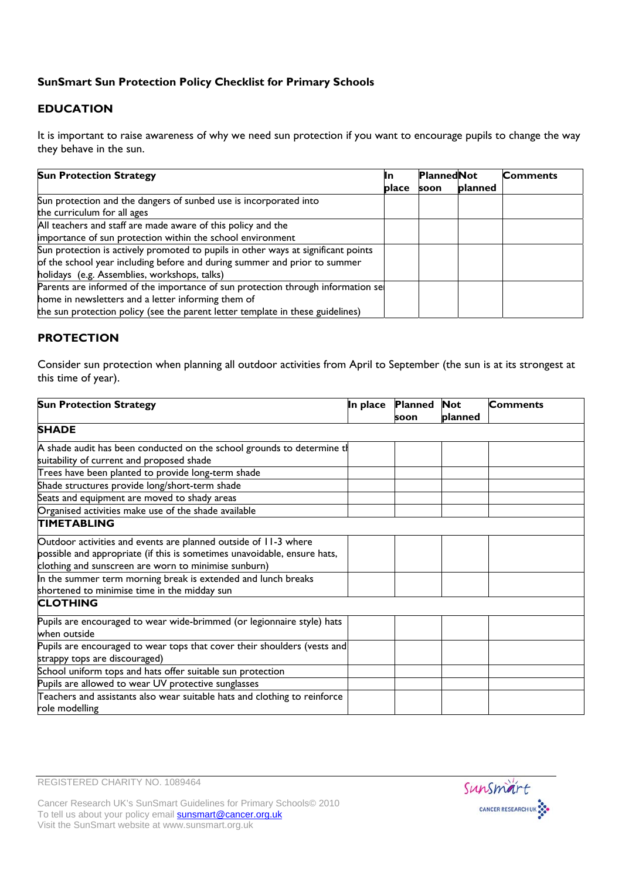**SunSmart Sun Protection Policy Checklist for Primary Schools**

## EDUCATION

It is important to raise awareness of why we need sun protection if you want to encourage pupils to change the way they behave in the sun.

| Sun Protection Strategy | In place | Planned soon | Not planned | Comments |
|---|---|---|---|---|
| Sun protection and the dangers of sunbed use is incorporated into the curriculum for all ages | | | | |
| All teachers and staff are made aware of this policy and the importance of sun protection within the school environment | | | | |
| Sun protection is actively promoted to pupils in other ways at significant points of the school year including before and during summer and prior to summer holidays (e.g. Assemblies, workshops, talks) | | | | |
| Parents are informed of the importance of sun protection through information se home in newsletters and a letter informing them of the sun protection policy (see the parent letter template in these guidelines) | | | | |

## PROTECTION

Consider sun protection when planning all outdoor activities from April to September (the sun is at its strongest at this time of year).

| Sun Protection Strategy | In place | Planned soon | Not planned | Comments |
|---|---|---|---|---|
| **SHADE** | | | | |
| A shade audit has been conducted on the school grounds to determine th suitability of current and proposed shade | | | | |
| Trees have been planted to provide long-term shade | | | | |
| Shade structures provide long/short-term shade | | | | |
| Seats and equipment are moved to shady areas | | | | |
| Organised activities make use of the shade available | | | | |
| **TIMETABLING** | | | | |
| Outdoor activities and events are planned outside of 11-3 where possible and appropriate (if this is sometimes unavoidable, ensure hats, clothing and sunscreen are worn to minimise sunburn) | | | | |
| In the summer term morning break is extended and lunch breaks shortened to minimise time in the midday sun | | | | |
| **CLOTHING** | | | | |
| Pupils are encouraged to wear wide-brimmed (or legionnaire style) hats when outside | | | | |
| Pupils are encouraged to wear tops that cover their shoulders (vests and strappy tops are discouraged) | | | | |
| School uniform tops and hats offer suitable sun protection | | | | |
| Pupils are allowed to wear UV protective sunglasses | | | | |
| Teachers and assistants also wear suitable hats and clothing to reinforce role modelling | | | | |

REGISTERED CHARITY NO. 1089464

Cancer Research UK's SunSmart Guidelines for Primary Schools© 2010
To tell us about your policy email sunsmart@cancer.org.uk
Visit the SunSmart website at www.sunsmart.org.uk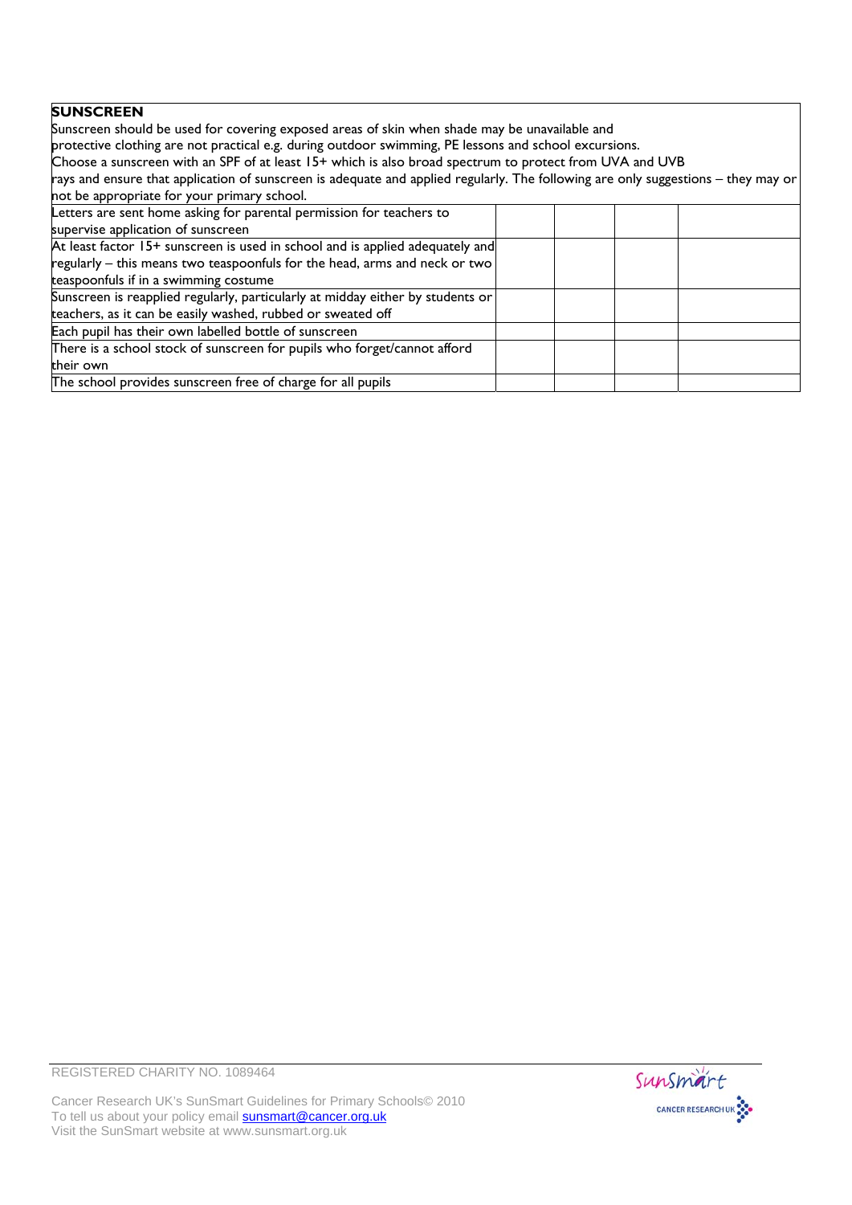**SUNSCREEN**

Sunscreen should be used for covering exposed areas of skin when shade may be unavailable and protective clothing are not practical e.g. during outdoor swimming, PE lessons and school excursions. Choose a sunscreen with an SPF of at least 15+ which is also broad spectrum to protect from UVA and UVB rays and ensure that application of sunscreen is adequate and applied regularly. The following are only suggestions – they may or not be appropriate for your primary school.

| | | | | |
|---|---|---|---|---|
| Letters are sent home asking for parental permission for teachers to supervise application of sunscreen | | | | |
| At least factor 15+ sunscreen is used in school and is applied adequately and regularly – this means two teaspoonfuls for the head, arms and neck or two teaspoonfuls if in a swimming costume | | | | |
| Sunscreen is reapplied regularly, particularly at midday either by students or teachers, as it can be easily washed, rubbed or sweated off | | | | |
| Each pupil has their own labelled bottle of sunscreen | | | | |
| There is a school stock of sunscreen for pupils who forget/cannot afford their own | | | | |
| The school provides sunscreen free of charge for all pupils | | | | |

REGISTERED CHARITY NO. 1089464

Cancer Research UK's SunSmart Guidelines for Primary Schools© 2010
To tell us about your policy email sunsmart@cancer.org.uk
Visit the SunSmart website at www.sunsmart.org.uk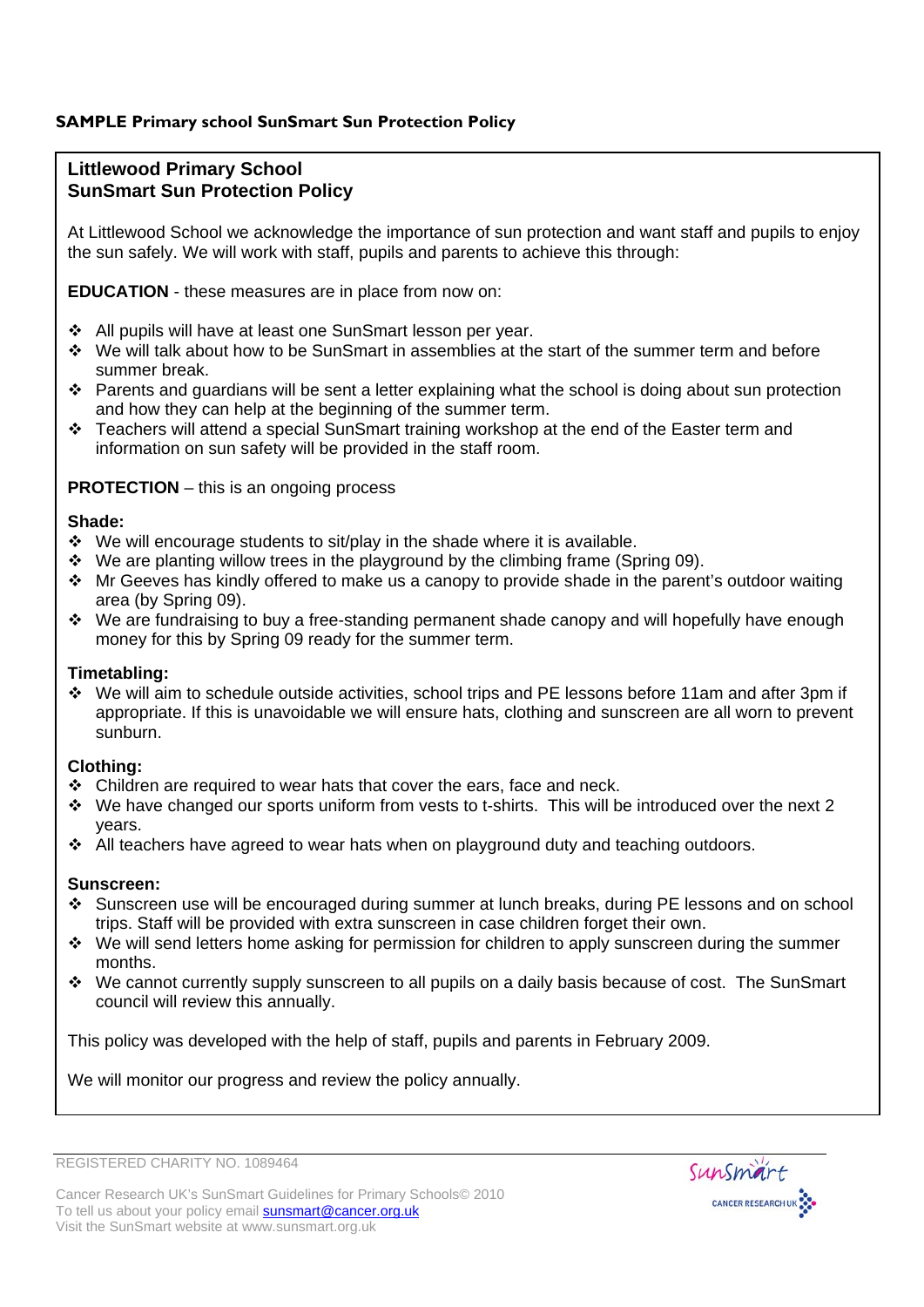**SAMPLE Primary school SunSmart Sun Protection Policy**

## Littlewood Primary School
## SunSmart Sun Protection Policy

At Littlewood School we acknowledge the importance of sun protection and want staff and pupils to enjoy the sun safely. We will work with staff, pupils and parents to achieve this through:

**EDUCATION** - these measures are in place from now on:

- All pupils will have at least one SunSmart lesson per year.
- We will talk about how to be SunSmart in assemblies at the start of the summer term and before summer break.
- Parents and guardians will be sent a letter explaining what the school is doing about sun protection and how they can help at the beginning of the summer term.
- Teachers will attend a special SunSmart training workshop at the end of the Easter term and information on sun safety will be provided in the staff room.

**PROTECTION** – this is an ongoing process

**Shade:**

- We will encourage students to sit/play in the shade where it is available.
- We are planting willow trees in the playground by the climbing frame (Spring 09).
- Mr Geeves has kindly offered to make us a canopy to provide shade in the parent's outdoor waiting area (by Spring 09).
- We are fundraising to buy a free-standing permanent shade canopy and will hopefully have enough money for this by Spring 09 ready for the summer term.

**Timetabling:**

- We will aim to schedule outside activities, school trips and PE lessons before 11am and after 3pm if appropriate. If this is unavoidable we will ensure hats, clothing and sunscreen are all worn to prevent sunburn.

**Clothing:**

- Children are required to wear hats that cover the ears, face and neck.
- We have changed our sports uniform from vests to t-shirts. This will be introduced over the next 2 years.
- All teachers have agreed to wear hats when on playground duty and teaching outdoors.

**Sunscreen:**

- Sunscreen use will be encouraged during summer at lunch breaks, during PE lessons and on school trips. Staff will be provided with extra sunscreen in case children forget their own.
- We will send letters home asking for permission for children to apply sunscreen during the summer months.
- We cannot currently supply sunscreen to all pupils on a daily basis because of cost. The SunSmart council will review this annually.

This policy was developed with the help of staff, pupils and parents in February 2009.

We will monitor our progress and review the policy annually.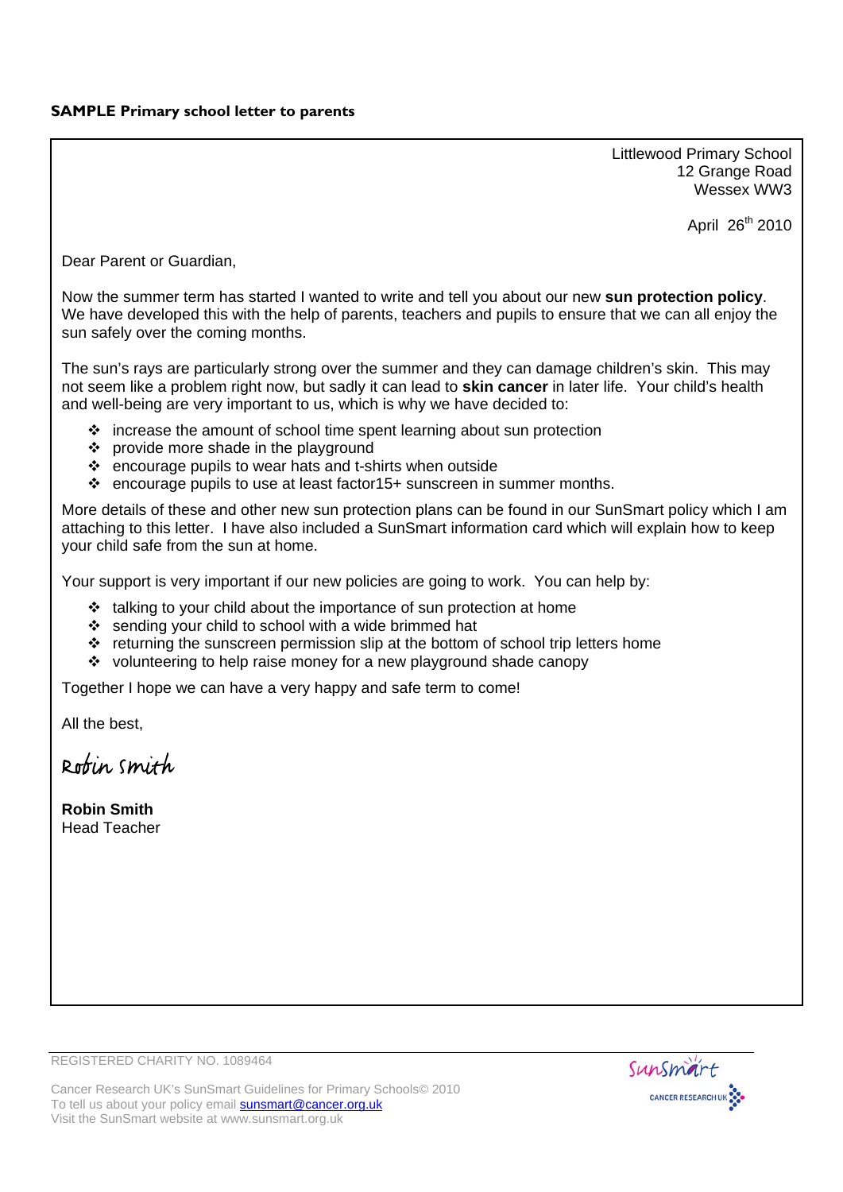**SAMPLE Primary school letter to parents**

Littlewood Primary School
12 Grange Road
Wessex WW3

April 26th 2010

Dear Parent or Guardian,

Now the summer term has started I wanted to write and tell you about our new **sun protection policy**. We have developed this with the help of parents, teachers and pupils to ensure that we can all enjoy the sun safely over the coming months.

The sun's rays are particularly strong over the summer and they can damage children's skin. This may not seem like a problem right now, but sadly it can lead to **skin cancer** in later life. Your child's health and well-being are very important to us, which is why we have decided to:

- increase the amount of school time spent learning about sun protection
- provide more shade in the playground
- encourage pupils to wear hats and t-shirts when outside
- encourage pupils to use at least factor15+ sunscreen in summer months.

More details of these and other new sun protection plans can be found in our SunSmart policy which I am attaching to this letter. I have also included a SunSmart information card which will explain how to keep your child safe from the sun at home.

Your support is very important if our new policies are going to work. You can help by:

- talking to your child about the importance of sun protection at home
- sending your child to school with a wide brimmed hat
- returning the sunscreen permission slip at the bottom of school trip letters home
- volunteering to help raise money for a new playground shade canopy

Together I hope we can have a very happy and safe term to come!

All the best,

*Robin Smith*

**Robin Smith**
Head Teacher

REGISTERED CHARITY NO. 1089464

Cancer Research UK's SunSmart Guidelines for Primary Schools© 2010
To tell us about your policy email sunsmart@cancer.org.uk
Visit the SunSmart website at www.sunsmart.org.uk